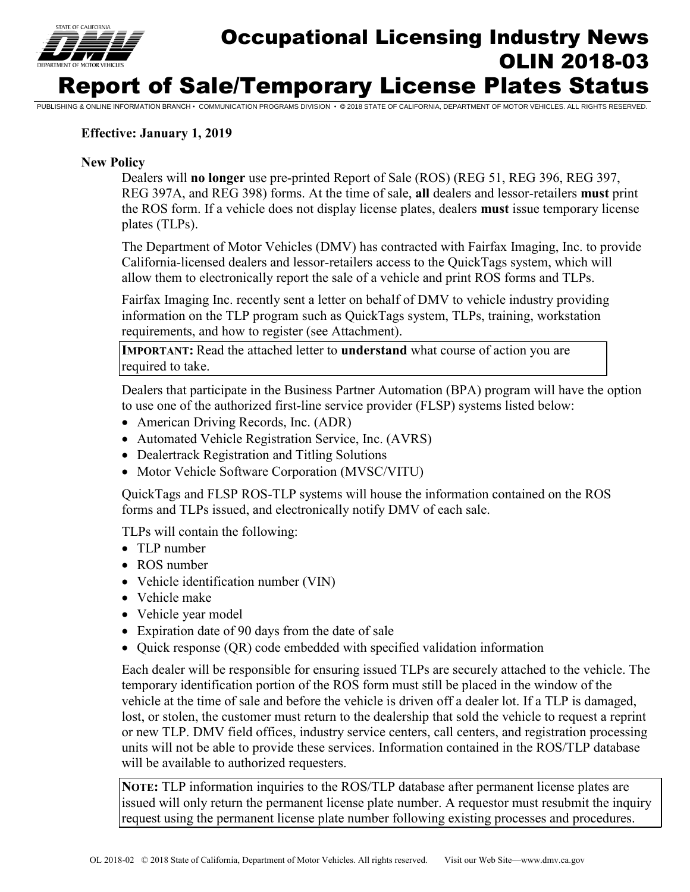# Occupational Licensing Industry News
# OLIN 2018-03
# Report of Sale/Temporary License Plates Status

PUBLISHING & ONLINE INFORMATION BRANCH • COMMUNICATION PROGRAMS DIVISION • © 2018 STATE OF CALIFORNIA, DEPARTMENT OF MOTOR VEHICLES. ALL RIGHTS RESERVED.

**Effective: January 1, 2019**

**New Policy**

Dealers will **no longer** use pre-printed Report of Sale (ROS) (REG 51, REG 396, REG 397, REG 397A, and REG 398) forms. At the time of sale, **all** dealers and lessor-retailers **must** print the ROS form. If a vehicle does not display license plates, dealers **must** issue temporary license plates (TLPs).

The Department of Motor Vehicles (DMV) has contracted with Fairfax Imaging, Inc. to provide California-licensed dealers and lessor-retailers access to the QuickTags system, which will allow them to electronically report the sale of a vehicle and print ROS forms and TLPs.

Fairfax Imaging Inc. recently sent a letter on behalf of DMV to vehicle industry providing information on the TLP program such as QuickTags system, TLPs, training, workstation requirements, and how to register (see Attachment).

**IMPORTANT:** Read the attached letter to **understand** what course of action you are required to take.

Dealers that participate in the Business Partner Automation (BPA) program will have the option to use one of the authorized first-line service provider (FLSP) systems listed below:

- American Driving Records, Inc. (ADR)
- Automated Vehicle Registration Service, Inc. (AVRS)
- Dealertrack Registration and Titling Solutions
- Motor Vehicle Software Corporation (MVSC/VITU)

QuickTags and FLSP ROS-TLP systems will house the information contained on the ROS forms and TLPs issued, and electronically notify DMV of each sale.

TLPs will contain the following:

- TLP number
- ROS number
- Vehicle identification number (VIN)
- Vehicle make
- Vehicle year model
- Expiration date of 90 days from the date of sale
- Quick response (QR) code embedded with specified validation information

Each dealer will be responsible for ensuring issued TLPs are securely attached to the vehicle. The temporary identification portion of the ROS form must still be placed in the window of the vehicle at the time of sale and before the vehicle is driven off a dealer lot. If a TLP is damaged, lost, or stolen, the customer must return to the dealership that sold the vehicle to request a reprint or new TLP. DMV field offices, industry service centers, call centers, and registration processing units will not be able to provide these services. Information contained in the ROS/TLP database will be available to authorized requesters.

**NOTE:** TLP information inquiries to the ROS/TLP database after permanent license plates are issued will only return the permanent license plate number. A requestor must resubmit the inquiry request using the permanent license plate number following existing processes and procedures.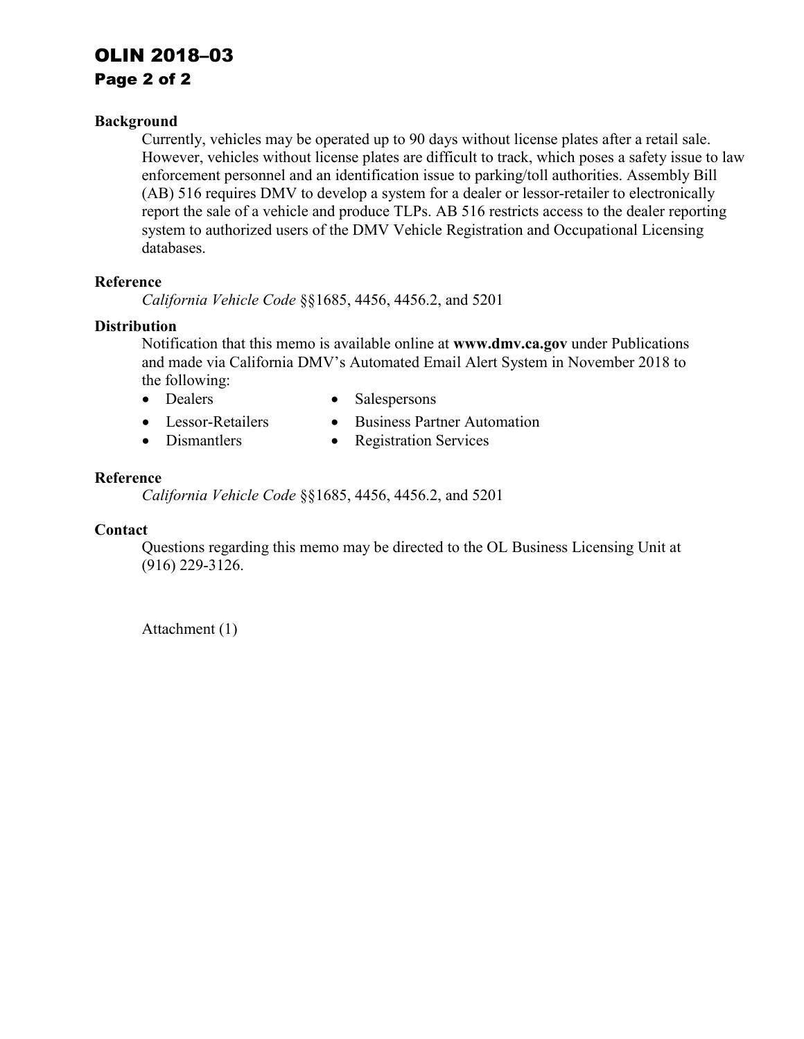### Background

Currently, vehicles may be operated up to 90 days without license plates after a retail sale. However, vehicles without license plates are difficult to track, which poses a safety issue to law enforcement personnel and an identification issue to parking/toll authorities. Assembly Bill (AB) 516 requires DMV to develop a system for a dealer or lessor-retailer to electronically report the sale of a vehicle and produce TLPs. AB 516 restricts access to the dealer reporting system to authorized users of the DMV Vehicle Registration and Occupational Licensing databases.

### Reference

*California Vehicle Code* §§1685, 4456, 4456.2, and 5201

### Distribution

Notification that this memo is available online at **www.dmv.ca.gov** under Publications and made via California DMV's Automated Email Alert System in November 2018 to the following:

- Dealers
- Salespersons
- Lessor-Retailers
- Business Partner Automation
- Dismantlers
- Registration Services

### Reference

*California Vehicle Code* §§1685, 4456, 4456.2, and 5201

### Contact

Questions regarding this memo may be directed to the OL Business Licensing Unit at (916) 229-3126.

Attachment (1)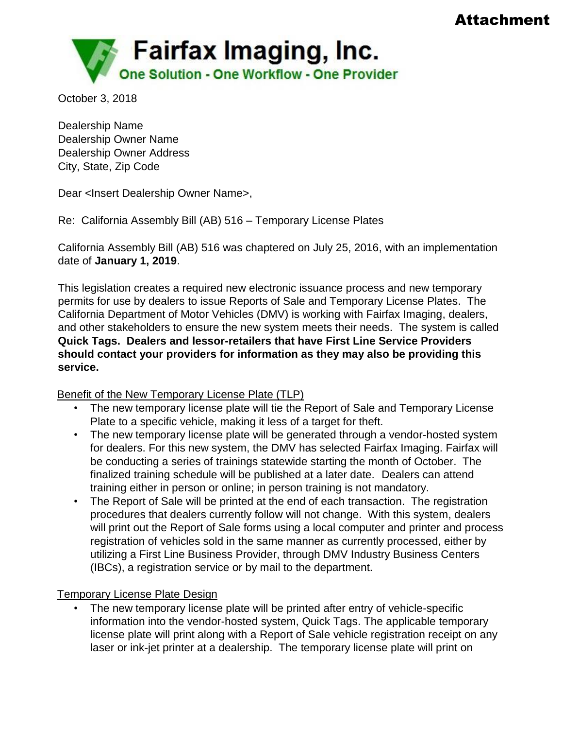**Attachment**

# Fairfax Imaging, Inc.

One Solution - One Workflow - One Provider

October 3, 2018

Dealership Name
Dealership Owner Name
Dealership Owner Address
City, State, Zip Code

Dear <Insert Dealership Owner Name>,

Re: California Assembly Bill (AB) 516 – Temporary License Plates

California Assembly Bill (AB) 516 was chaptered on July 25, 2016, with an implementation date of **January 1, 2019**.

This legislation creates a required new electronic issuance process and new temporary permits for use by dealers to issue Reports of Sale and Temporary License Plates. The California Department of Motor Vehicles (DMV) is working with Fairfax Imaging, dealers, and other stakeholders to ensure the new system meets their needs. The system is called **Quick Tags. Dealers and lessor-retailers that have First Line Service Providers should contact your providers for information as they may also be providing this service.**

Benefit of the New Temporary License Plate (TLP)

- The new temporary license plate will tie the Report of Sale and Temporary License Plate to a specific vehicle, making it less of a target for theft.
- The new temporary license plate will be generated through a vendor-hosted system for dealers. For this new system, the DMV has selected Fairfax Imaging. Fairfax will be conducting a series of trainings statewide starting the month of October. The finalized training schedule will be published at a later date. Dealers can attend training either in person or online; in person training is not mandatory.
- The Report of Sale will be printed at the end of each transaction. The registration procedures that dealers currently follow will not change. With this system, dealers will print out the Report of Sale forms using a local computer and printer and process registration of vehicles sold in the same manner as currently processed, either by utilizing a First Line Business Provider, through DMV Industry Business Centers (IBCs), a registration service or by mail to the department.

Temporary License Plate Design

- The new temporary license plate will be printed after entry of vehicle-specific information into the vendor-hosted system, Quick Tags. The applicable temporary license plate will print along with a Report of Sale vehicle registration receipt on any laser or ink-jet printer at a dealership. The temporary license plate will print on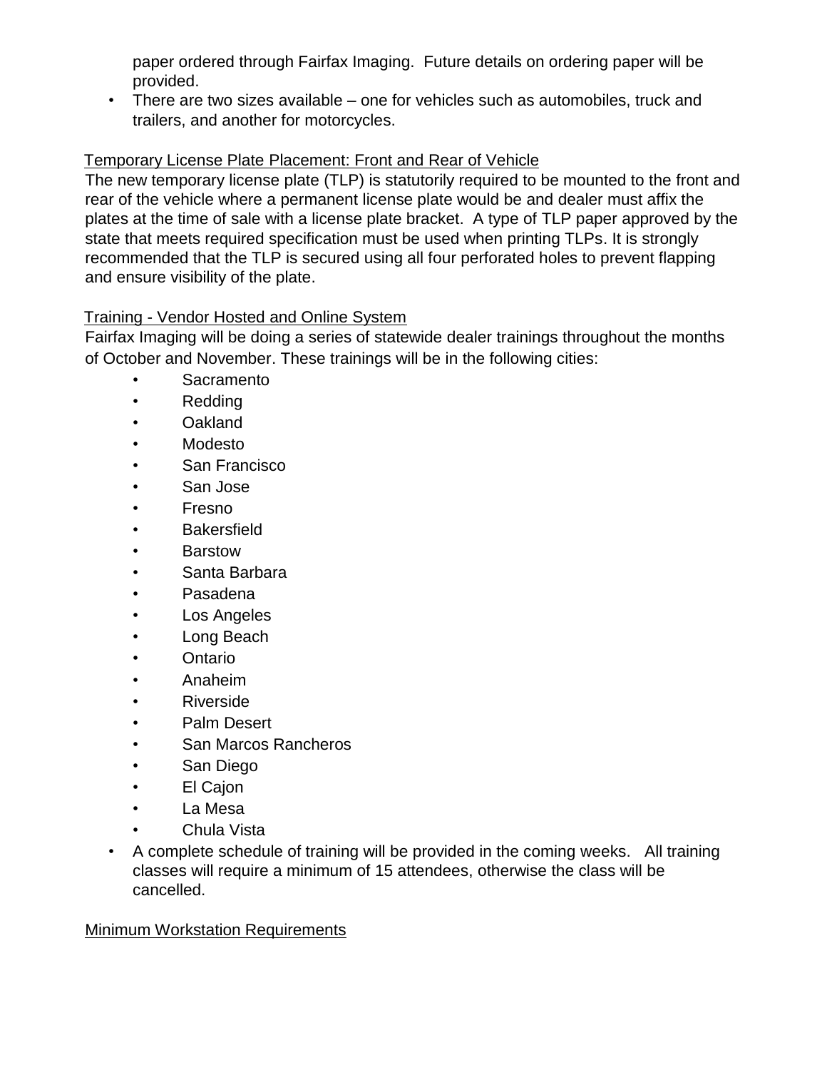paper ordered through Fairfax Imaging. Future details on ordering paper will be provided.

- There are two sizes available – one for vehicles such as automobiles, truck and trailers, and another for motorcycles.

Temporary License Plate Placement: Front and Rear of Vehicle

The new temporary license plate (TLP) is statutorily required to be mounted to the front and rear of the vehicle where a permanent license plate would be and dealer must affix the plates at the time of sale with a license plate bracket. A type of TLP paper approved by the state that meets required specification must be used when printing TLPs. It is strongly recommended that the TLP is secured using all four perforated holes to prevent flapping and ensure visibility of the plate.

Training - Vendor Hosted and Online System

Fairfax Imaging will be doing a series of statewide dealer trainings throughout the months of October and November. These trainings will be in the following cities:

- Sacramento
- Redding
- Oakland
- Modesto
- San Francisco
- San Jose
- Fresno
- Bakersfield
- Barstow
- Santa Barbara
- Pasadena
- Los Angeles
- Long Beach
- Ontario
- Anaheim
- Riverside
- Palm Desert
- San Marcos Rancheros
- San Diego
- El Cajon
- La Mesa
- Chula Vista

- A complete schedule of training will be provided in the coming weeks. All training classes will require a minimum of 15 attendees, otherwise the class will be cancelled.

Minimum Workstation Requirements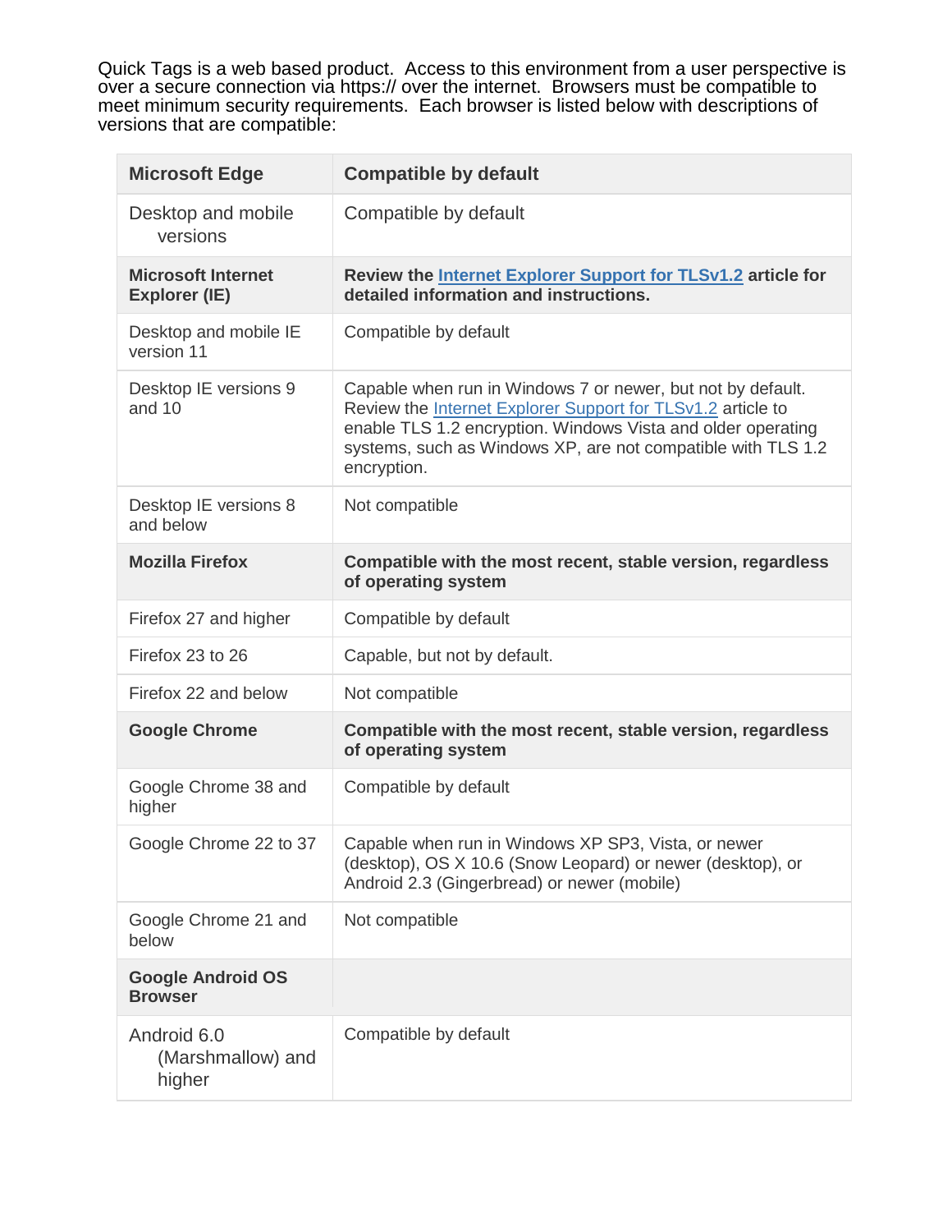Quick Tags is a web based product. Access to this environment from a user perspective is over a secure connection via https:// over the internet. Browsers must be compatible to meet minimum security requirements. Each browser is listed below with descriptions of versions that are compatible:

| **Microsoft Edge** | **Compatible by default** |
| --- | --- |
| Desktop and mobile versions | Compatible by default |
| **Microsoft Internet Explorer (IE)** | **Review the Internet Explorer Support for TLSv1.2 article for detailed information and instructions.** |
| Desktop and mobile IE version 11 | Compatible by default |
| Desktop IE versions 9 and 10 | Capable when run in Windows 7 or newer, but not by default. Review the Internet Explorer Support for TLSv1.2 article to enable TLS 1.2 encryption. Windows Vista and older operating systems, such as Windows XP, are not compatible with TLS 1.2 encryption. |
| Desktop IE versions 8 and below | Not compatible |
| **Mozilla Firefox** | **Compatible with the most recent, stable version, regardless of operating system** |
| Firefox 27 and higher | Compatible by default |
| Firefox 23 to 26 | Capable, but not by default. |
| Firefox 22 and below | Not compatible |
| **Google Chrome** | **Compatible with the most recent, stable version, regardless of operating system** |
| Google Chrome 38 and higher | Compatible by default |
| Google Chrome 22 to 37 | Capable when run in Windows XP SP3, Vista, or newer (desktop), OS X 10.6 (Snow Leopard) or newer (desktop), or Android 2.3 (Gingerbread) or newer (mobile) |
| Google Chrome 21 and below | Not compatible |
| **Google Android OS Browser** | |
| Android 6.0 (Marshmallow) and higher | Compatible by default |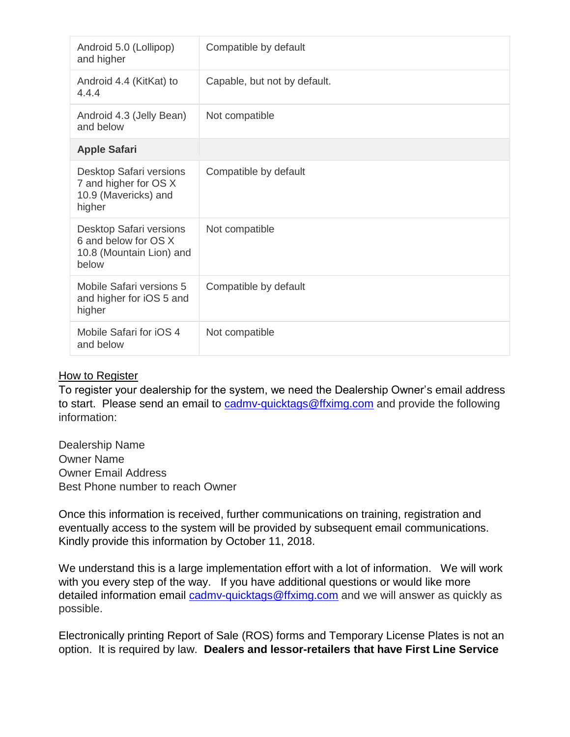| | |
|---|---|
| Android 5.0 (Lollipop) and higher | Compatible by default |
| Android 4.4 (KitKat) to 4.4.4 | Capable, but not by default. |
| Android 4.3 (Jelly Bean) and below | Not compatible |
| **Apple Safari** | |
| Desktop Safari versions 7 and higher for OS X 10.9 (Mavericks) and higher | Compatible by default |
| Desktop Safari versions 6 and below for OS X 10.8 (Mountain Lion) and below | Not compatible |
| Mobile Safari versions 5 and higher for iOS 5 and higher | Compatible by default |
| Mobile Safari for iOS 4 and below | Not compatible |

<u>How to Register</u>

To register your dealership for the system, we need the Dealership Owner's email address to start. Please send an email to cadmv-quicktags@ffximg.com and provide the following information:

Dealership Name
Owner Name
Owner Email Address
Best Phone number to reach Owner

Once this information is received, further communications on training, registration and eventually access to the system will be provided by subsequent email communications. Kindly provide this information by October 11, 2018.

We understand this is a large implementation effort with a lot of information. We will work with you every step of the way. If you have additional questions or would like more detailed information email cadmv-quicktags@ffximg.com and we will answer as quickly as possible.

Electronically printing Report of Sale (ROS) forms and Temporary License Plates is not an option. It is required by law. **Dealers and lessor-retailers that have First Line Service**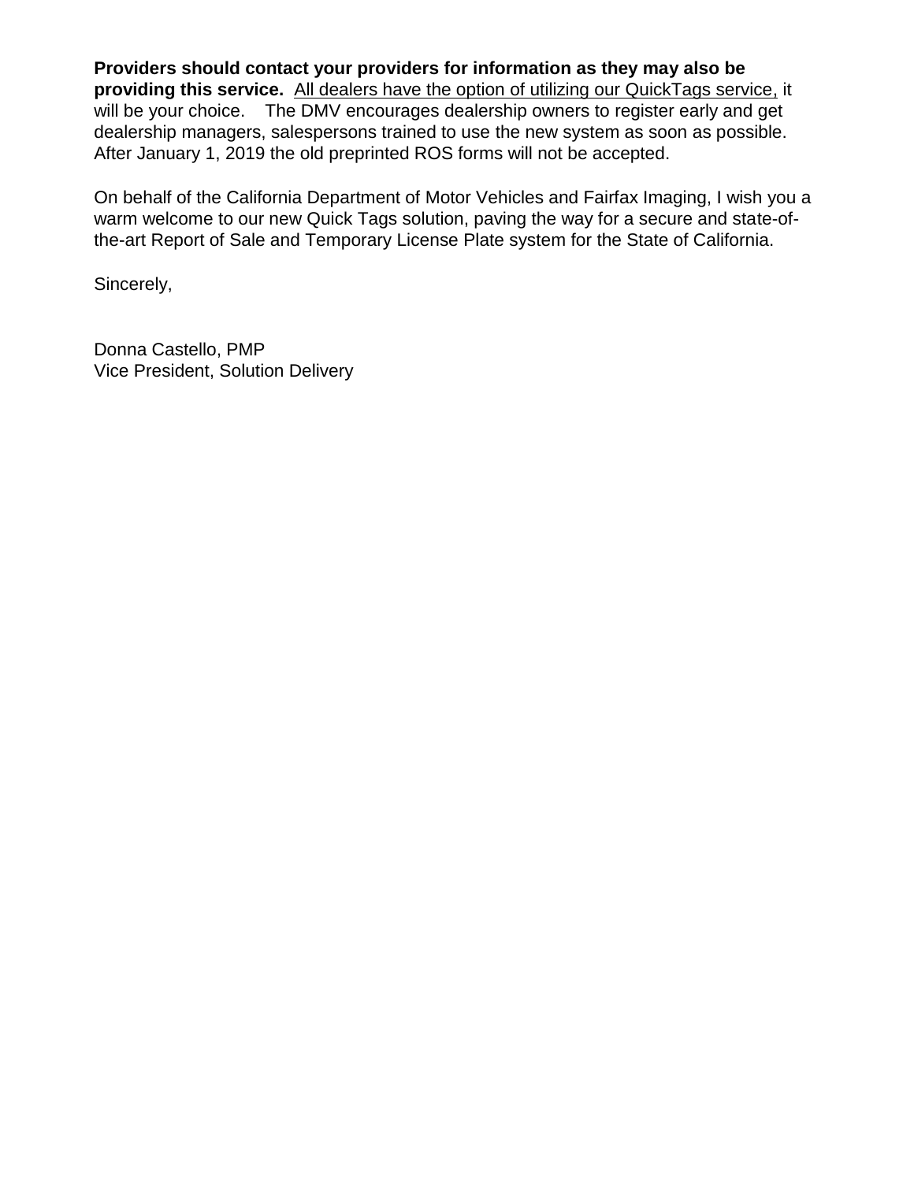**Providers should contact your providers for information as they may also be providing this service.** <u>All dealers have the option of utilizing our QuickTags service,</u> it will be your choice. The DMV encourages dealership owners to register early and get dealership managers, salespersons trained to use the new system as soon as possible. After January 1, 2019 the old preprinted ROS forms will not be accepted.

On behalf of the California Department of Motor Vehicles and Fairfax Imaging, I wish you a warm welcome to our new Quick Tags solution, paving the way for a secure and state-of-the-art Report of Sale and Temporary License Plate system for the State of California.

Sincerely,

Donna Castello, PMP
Vice President, Solution Delivery